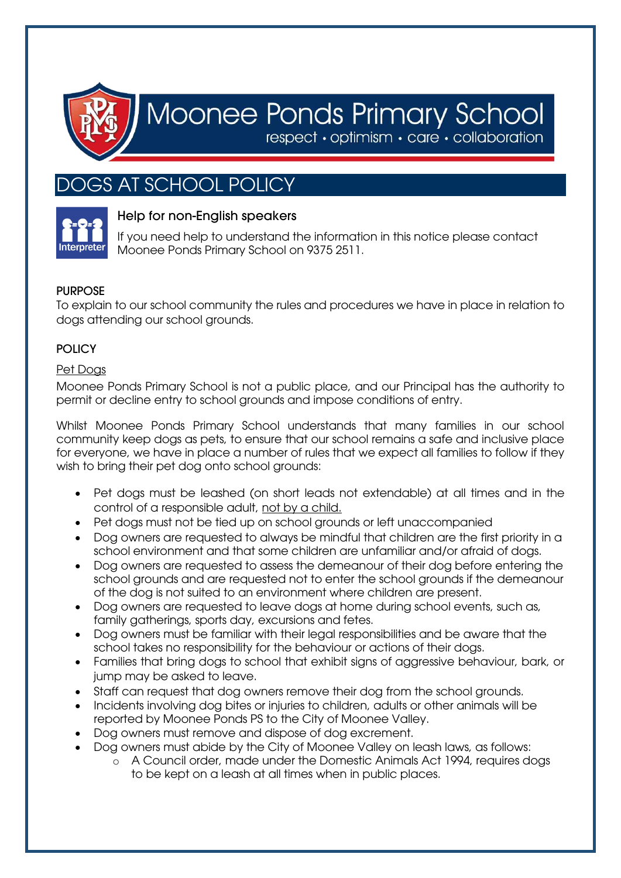# Moonee Ponds Primary School

respect • optimism • care • collaboration

# DOGS AT SCHOOL POLICY

### Help for non-English speakers

If you need help to understand the information in this notice please contact Moonee Ponds Primary School on 9375 2511.

## PURPOSE

To explain to our school community the rules and procedures we have in place in relation to dogs attending our school grounds.

## POLICY

### Pet Dogs

Moonee Ponds Primary School is not a public place, and our Principal has the authority to permit or decline entry to school grounds and impose conditions of entry.

Whilst Moonee Ponds Primary School understands that many families in our school community keep dogs as pets, to ensure that our school remains a safe and inclusive place for everyone, we have in place a number of rules that we expect all families to follow if they wish to bring their pet dog onto school grounds:

- Pet dogs must be leashed (on short leads not extendable) at all times and in the control of a responsible adult, <u>not by a child.</u>
- Pet dogs must not be tied up on school grounds or left unaccompanied
- Dog owners are requested to always be mindful that children are the first priority in a school environment and that some children are unfamiliar and/or afraid of dogs.
- Dog owners are requested to assess the demeanour of their dog before entering the school grounds and are requested not to enter the school grounds if the demeanour of the dog is not suited to an environment where children are present.
- Dog owners are requested to leave dogs at home during school events, such as, family gatherings, sports day, excursions and fetes.
- Dog owners must be familiar with their legal responsibilities and be aware that the school takes no responsibility for the behaviour or actions of their dogs.
- Families that bring dogs to school that exhibit signs of aggressive behaviour, bark, or jump may be asked to leave.
- Staff can request that dog owners remove their dog from the school grounds.
- Incidents involving dog bites or injuries to children, adults or other animals will be reported by Moonee Ponds PS to the City of Moonee Valley.
- Dog owners must remove and dispose of dog excrement.
- Dog owners must abide by the City of Moonee Valley on leash laws, as follows:
  - A Council order, made under the Domestic Animals Act 1994, requires dogs to be kept on a leash at all times when in public places.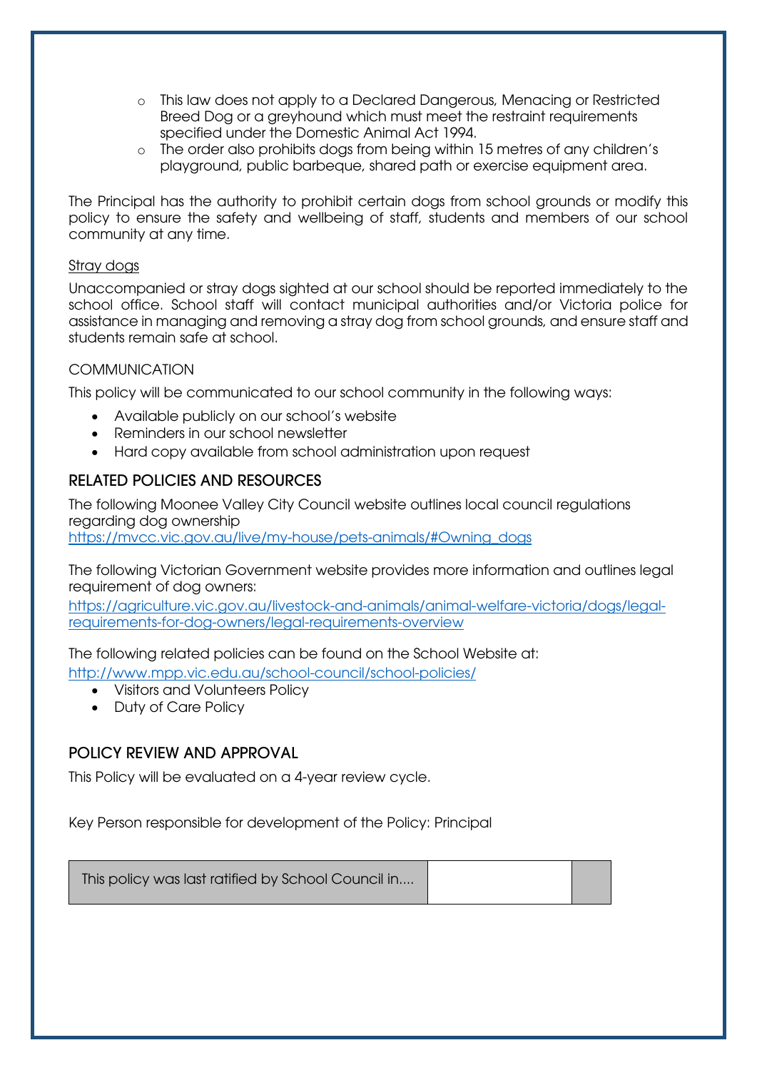- This law does not apply to a Declared Dangerous, Menacing or Restricted Breed Dog or a greyhound which must meet the restraint requirements specified under the Domestic Animal Act 1994.
- The order also prohibits dogs from being within 15 metres of any children's playground, public barbeque, shared path or exercise equipment area.

The Principal has the authority to prohibit certain dogs from school grounds or modify this policy to ensure the safety and wellbeing of staff, students and members of our school community at any time.

Stray dogs

Unaccompanied or stray dogs sighted at our school should be reported immediately to the school office. School staff will contact municipal authorities and/or Victoria police for assistance in managing and removing a stray dog from school grounds, and ensure staff and students remain safe at school.

COMMUNICATION

This policy will be communicated to our school community in the following ways:

- Available publicly on our school's website
- Reminders in our school newsletter
- Hard copy available from school administration upon request

## RELATED POLICIES AND RESOURCES

The following Moonee Valley City Council website outlines local council regulations regarding dog ownership
https://mvcc.vic.gov.au/live/my-house/pets-animals/#Owning_dogs

The following Victorian Government website provides more information and outlines legal requirement of dog owners:
https://agriculture.vic.gov.au/livestock-and-animals/animal-welfare-victoria/dogs/legal-requirements-for-dog-owners/legal-requirements-overview

The following related policies can be found on the School Website at:
http://www.mpp.vic.edu.au/school-council/school-policies/

- Visitors and Volunteers Policy
- Duty of Care Policy

## POLICY REVIEW AND APPROVAL

This Policy will be evaluated on a 4-year review cycle.

Key Person responsible for development of the Policy: Principal

| | | |
|---|---|---|
| This policy was last ratified by School Council in.... | | |